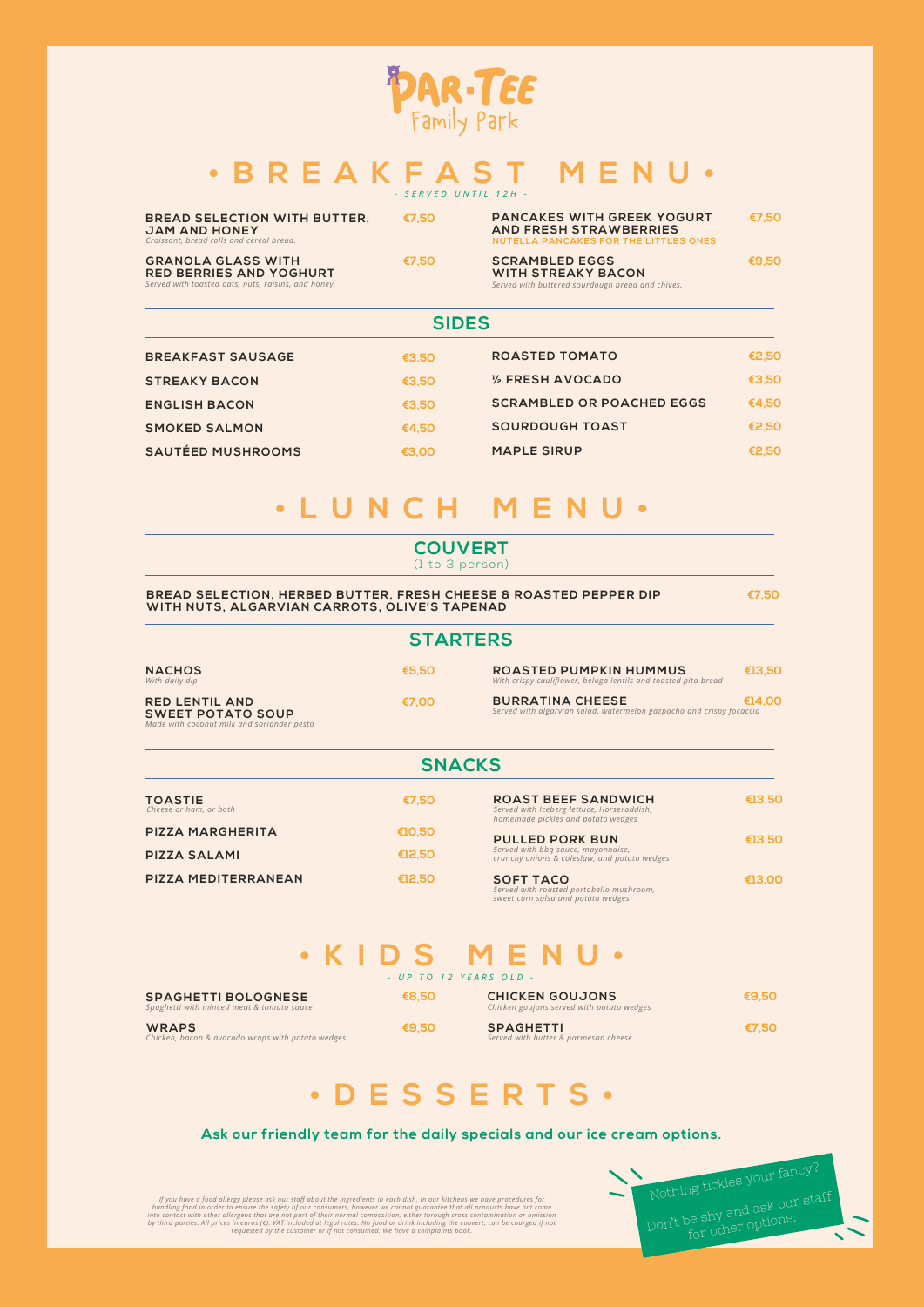# PAR-TEE
Family Park

# • BREAKFAST MENU •

*- SERVED UNTIL 12H -*

**BREAD SELECTION WITH BUTTER, JAM AND HONEY** €7,50
*Croissant, bread rolls and cereal bread.*

**GRANOLA GLASS WITH RED BERRIES AND YOGHURT** €7,50
*Served with toasted oats, nuts, raisins, and honey.*

**PANCAKES WITH GREEK YOGURT AND FRESH STRAWBERRIES** €7,50
NUTELLA PANCAKES FOR THE LITTLES ONES

**SCRAMBLED EGGS WITH STREAKY BACON** €9,50
*Served with buttered sourdough bread and chives.*

## SIDES

| | | | |
|---|---|---|---|
| BREAKFAST SAUSAGE | €3,50 | ROASTED TOMATO | €2,50 |
| STREAKY BACON | €3,50 | ½ FRESH AVOCADO | €3,50 |
| ENGLISH BACON | €3,50 | SCRAMBLED OR POACHED EGGS | €4,50 |
| SMOKED SALMON | €4,50 | SOURDOUGH TOAST | €2,50 |
| SAUTÉED MUSHROOMS | €3,00 | MAPLE SIRUP | €2,50 |

# • LUNCH MENU •

## COUVERT

(1 to 3 person)

**BREAD SELECTION, HERBED BUTTER, FRESH CHEESE & ROASTED PEPPER DIP WITH NUTS, ALGARVIAN CARROTS, OLIVE'S TAPENAD** €7,50

## STARTERS

**NACHOS** €5,50
*With daily dip*

**RED LENTIL AND SWEET POTATO SOUP** €7,00
*Made with coconut milk and soriander pesto*

**ROASTED PUMPKIN HUMMUS** €13,50
*With crispy cauliflower, beluga lentils and toasted pita bread*

**BURRATINA CHEESE** €14,00
*Served with algarvian salad, watermelon gazpacho and crispy focaccia*

## SNACKS

**TOASTIE** €7,50
*Cheese or ham, or both*

**PIZZA MARGHERITA** €10,50

**PIZZA SALAMI** €12,50

**PIZZA MEDITERRANEAN** €12,50

**ROAST BEEF SANDWICH** €13,50
*Served with Iceberg lettuce, Horseraddish, homemade pickles and potato wedges*

**PULLED PORK BUN** €13,50
*Served with bbq sauce, mayonnaise, crunchy onions & coleslaw, and potato wedges*

**SOFT TACO** €13,00
*Served with roasted portobello mushroom, sweet corn salsa and potato wedges*

# • KIDS MENU •

*- UP TO 12 YEARS OLD -*

**SPAGHETTI BOLOGNESE** €8,50
*Spaghetti with minced meat & tomato sauce*

**WRAPS** €9,50
*Chicken, bacon & avocado wraps with potato wedges*

**CHICKEN GOUJONS** €9,50
*Chicken goujons served with potato wedges*

**SPAGHETTI** €7,50
*Served with butter & parmesan cheese*

# • DESSERTS •

**Ask our friendly team for the daily specials and our ice cream options.**

*If you have a food allergy please ask our staff about the ingredients in each dish. In our kitchens we have procedures for handling food in order to ensure the safety of our consumers, however we cannot guarantee that all products have not come into contact with other allergens that are not part of their normal composition, either through cross contamination or omission by third parties. All prices in euros (€). VAT included at legal rates. No food or drink including the couvert, can be charged if not requested by the customer or if not consumed. We have a complaints book.*

Nothing tickles your fancy?
Don't be shy and ask our staff for other options.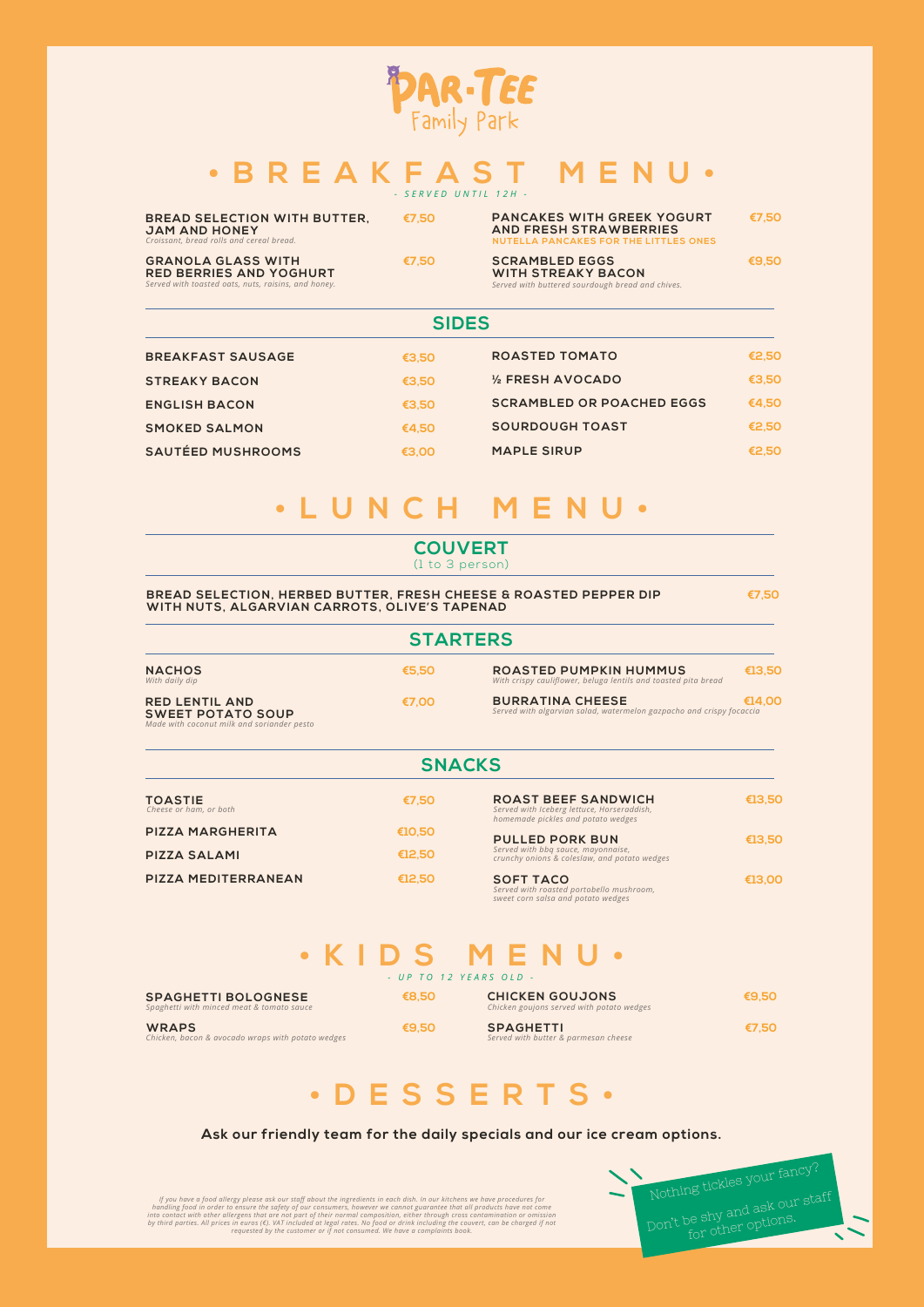# PAR-TEE Family Park

## • BREAKFAST MENU •

*- SERVED UNTIL 12H -*

**BREAD SELECTION WITH BUTTER, JAM AND HONEY** — €7,50
*Croissant, bread rolls and cereal bread.*

**GRANOLA GLASS WITH RED BERRIES AND YOGHURT** — €7,50
*Served with toasted oats, nuts, raisins, and honey.*

**PANCAKES WITH GREEK YOGURT AND FRESH STRAWBERRIES** — €7,50
NUTELLA PANCAKES FOR THE LITTLES ONES

**SCRAMBLED EGGS WITH STREAKY BACON** — €9,50
*Served with buttered sourdough bread and chives.*

### SIDES

| | |
|---|---|
| BREAKFAST SAUSAGE | €3,50 |
| STREAKY BACON | €3,50 |
| ENGLISH BACON | €3,50 |
| SMOKED SALMON | €4,50 |
| SAUTÉED MUSHROOMS | €3,00 |
| ROASTED TOMATO | €2,50 |
| ½ FRESH AVOCADO | €3,50 |
| SCRAMBLED OR POACHED EGGS | €4,50 |
| SOURDOUGH TOAST | €2,50 |
| MAPLE SIRUP | €2,50 |

## • LUNCH MENU •

### COUVERT
(1 to 3 person)

**BREAD SELECTION, HERBED BUTTER, FRESH CHEESE & ROASTED PEPPER DIP WITH NUTS, ALGARVIAN CARROTS, OLIVE'S TAPENAD** — €7,50

### STARTERS

**NACHOS** — €5,50
*With daily dip*

**RED LENTIL AND SWEET POTATO SOUP** — €7,00
*Made with coconut milk and soriander pesto*

**ROASTED PUMPKIN HUMMUS** — €13,50
*With crispy cauliflower, beluga lentils and toasted pita bread*

**BURRATINA CHEESE** — €14,00
*Served with algarvian salad, watermelon gazpacho and crispy focaccia*

### SNACKS

**TOASTIE** — €7,50
*Cheese or ham, or both*

**PIZZA MARGHERITA** — €10,50

**PIZZA SALAMI** — €12,50

**PIZZA MEDITERRANEAN** — €12,50

**ROAST BEEF SANDWICH** — €13,50
*Served with Iceberg lettuce, Horseraddish, homemade pickles and potato wedges*

**PULLED PORK BUN** — €13,50
*Served with bbq sauce, mayonnaise, crunchy onions & coleslaw, and potato wedges*

**SOFT TACO** — €13,00
*Served with roasted portobello mushroom, sweet corn salsa and potato wedges*

## • KIDS MENU •

*- UP TO 12 YEARS OLD -*

**SPAGHETTI BOLOGNESE** — €8,50
*Spaghetti with minced meat & tomato sauce*

**WRAPS** — €9,50
*Chicken, bacon & avocado wraps with potato wedges*

**CHICKEN GOUJONS** — €9,50
*Chicken goujons served with potato wedges*

**SPAGHETTI** — €7,50
*Served with butter & parmesan cheese*

## • DESSERTS •

**Ask our friendly team for the daily specials and our ice cream options.**

*If you have a food allergy please ask our staff about the ingredients in each dish. In our kitchens we have procedures for handling food in order to ensure the safety of our consumers, however we cannot guarantee that all products have not come into contact with other allergens that are not part of their normal composition, either through cross contamination or omission by third parties. All prices in euros (€). VAT included at legal rates. No food or drink including the couvert, can be charged if not requested by the customer or if not consumed. We have a complaints book.*

Nothing tickles your fancy?
Don't be shy and ask our staff for other options.